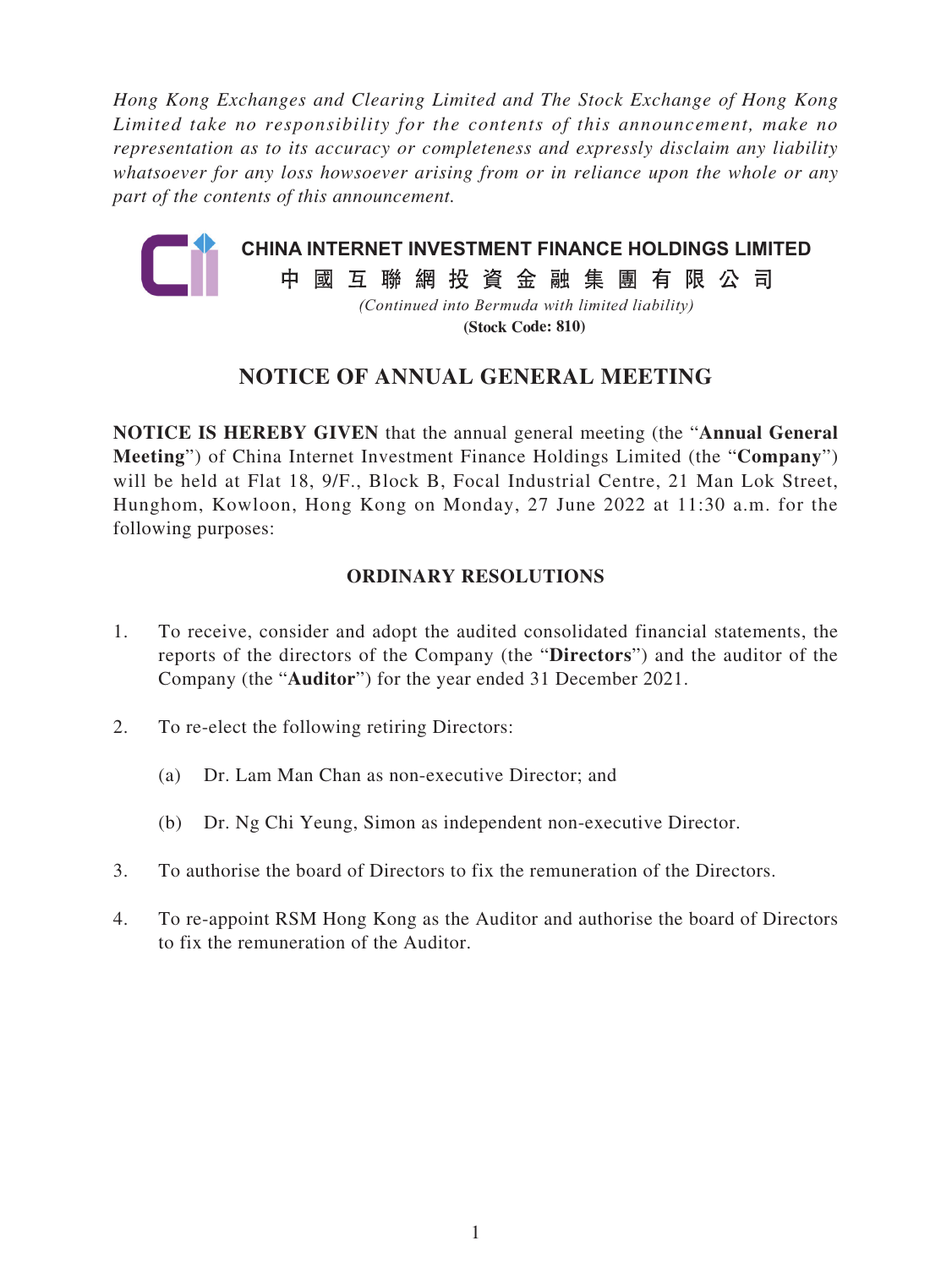*Hong Kong Exchanges and Clearing Limited and The Stock Exchange of Hong Kong Limited take no responsibility for the contents of this announcement, make no representation as to its accuracy or completeness and expressly disclaim any liability whatsoever for any loss howsoever arising from or in reliance upon the whole or any part of the contents of this announcement.*

**CHINA INTERNET INVESTMENT FINANCE HOLDINGS LIMITED**

**中 國 互 聯 網 投 資 金 融 集 團 有 限 公 司**

*(Continued into Bermuda with limited liability)*

**(Stock Code: 810)**

# NOTICE OF ANNUAL GENERAL MEETING

**NOTICE IS HEREBY GIVEN** that the annual general meeting (the "**Annual General Meeting**") of China Internet Investment Finance Holdings Limited (the "**Company**") will be held at Flat 18, 9/F., Block B, Focal Industrial Centre, 21 Man Lok Street, Hunghom, Kowloon, Hong Kong on Monday, 27 June 2022 at 11:30 a.m. for the following purposes:

## ORDINARY RESOLUTIONS

1. To receive, consider and adopt the audited consolidated financial statements, the reports of the directors of the Company (the "**Directors**") and the auditor of the Company (the "**Auditor**") for the year ended 31 December 2021.

2. To re-elect the following retiring Directors:

   (a) Dr. Lam Man Chan as non-executive Director; and

   (b) Dr. Ng Chi Yeung, Simon as independent non-executive Director.

3. To authorise the board of Directors to fix the remuneration of the Directors.

4. To re-appoint RSM Hong Kong as the Auditor and authorise the board of Directors to fix the remuneration of the Auditor.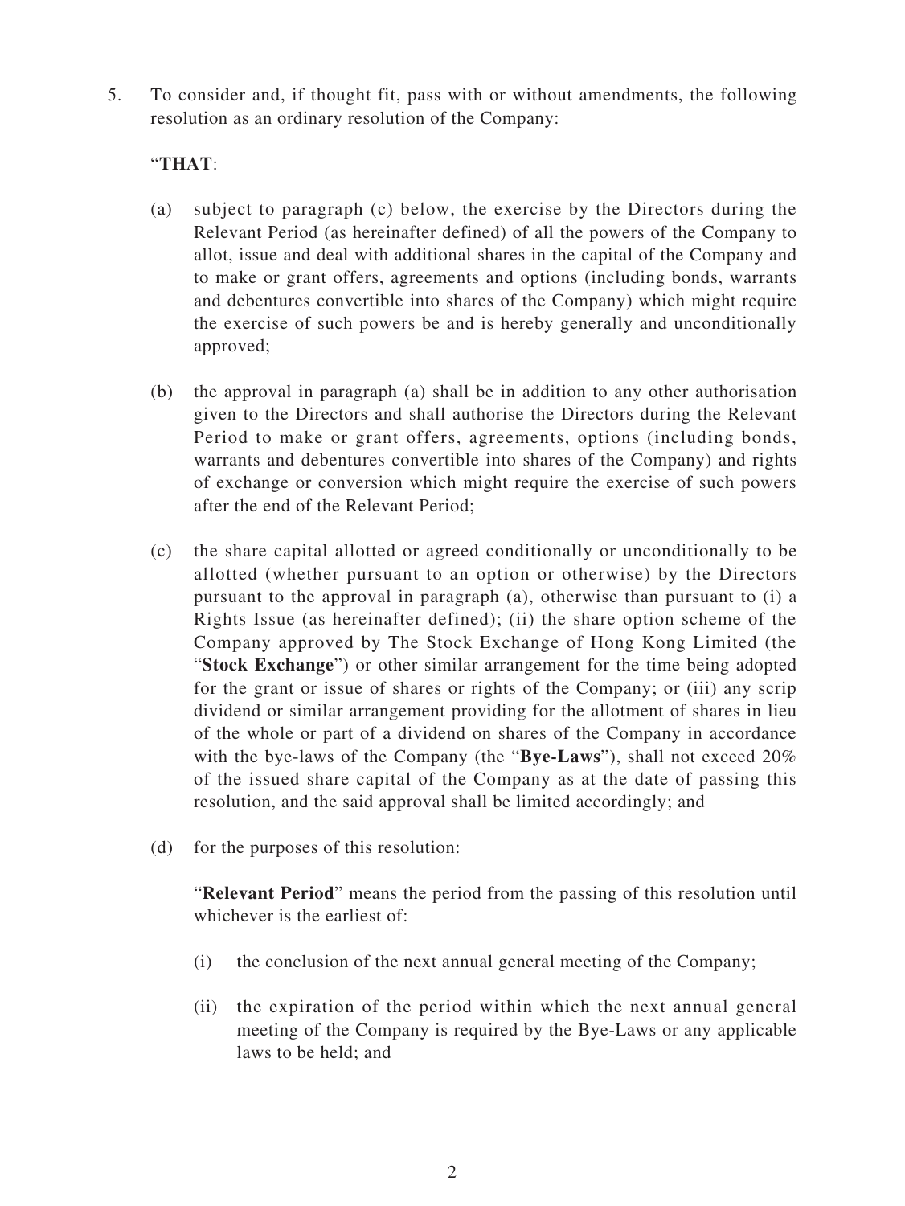5. To consider and, if thought fit, pass with or without amendments, the following resolution as an ordinary resolution of the Company:

   "**THAT**:

   (a) subject to paragraph (c) below, the exercise by the Directors during the Relevant Period (as hereinafter defined) of all the powers of the Company to allot, issue and deal with additional shares in the capital of the Company and to make or grant offers, agreements and options (including bonds, warrants and debentures convertible into shares of the Company) which might require the exercise of such powers be and is hereby generally and unconditionally approved;

   (b) the approval in paragraph (a) shall be in addition to any other authorisation given to the Directors and shall authorise the Directors during the Relevant Period to make or grant offers, agreements, options (including bonds, warrants and debentures convertible into shares of the Company) and rights of exchange or conversion which might require the exercise of such powers after the end of the Relevant Period;

   (c) the share capital allotted or agreed conditionally or unconditionally to be allotted (whether pursuant to an option or otherwise) by the Directors pursuant to the approval in paragraph (a), otherwise than pursuant to (i) a Rights Issue (as hereinafter defined); (ii) the share option scheme of the Company approved by The Stock Exchange of Hong Kong Limited (the "**Stock Exchange**") or other similar arrangement for the time being adopted for the grant or issue of shares or rights of the Company; or (iii) any scrip dividend or similar arrangement providing for the allotment of shares in lieu of the whole or part of a dividend on shares of the Company in accordance with the bye-laws of the Company (the "**Bye-Laws**"), shall not exceed 20% of the issued share capital of the Company as at the date of passing this resolution, and the said approval shall be limited accordingly; and

   (d) for the purposes of this resolution:

   "**Relevant Period**" means the period from the passing of this resolution until whichever is the earliest of:

   (i) the conclusion of the next annual general meeting of the Company;

   (ii) the expiration of the period within which the next annual general meeting of the Company is required by the Bye-Laws or any applicable laws to be held; and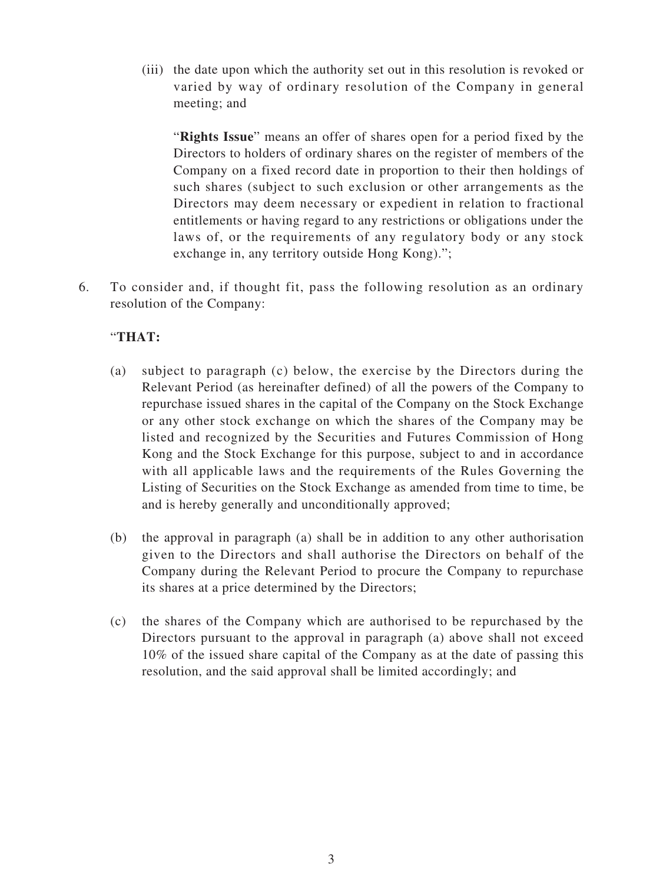(iii) the date upon which the authority set out in this resolution is revoked or varied by way of ordinary resolution of the Company in general meeting; and

"**Rights Issue**" means an offer of shares open for a period fixed by the Directors to holders of ordinary shares on the register of members of the Company on a fixed record date in proportion to their then holdings of such shares (subject to such exclusion or other arrangements as the Directors may deem necessary or expedient in relation to fractional entitlements or having regard to any restrictions or obligations under the laws of, or the requirements of any regulatory body or any stock exchange in, any territory outside Hong Kong).";

6. To consider and, if thought fit, pass the following resolution as an ordinary resolution of the Company:

"**THAT:**

(a) subject to paragraph (c) below, the exercise by the Directors during the Relevant Period (as hereinafter defined) of all the powers of the Company to repurchase issued shares in the capital of the Company on the Stock Exchange or any other stock exchange on which the shares of the Company may be listed and recognized by the Securities and Futures Commission of Hong Kong and the Stock Exchange for this purpose, subject to and in accordance with all applicable laws and the requirements of the Rules Governing the Listing of Securities on the Stock Exchange as amended from time to time, be and is hereby generally and unconditionally approved;

(b) the approval in paragraph (a) shall be in addition to any other authorisation given to the Directors and shall authorise the Directors on behalf of the Company during the Relevant Period to procure the Company to repurchase its shares at a price determined by the Directors;

(c) the shares of the Company which are authorised to be repurchased by the Directors pursuant to the approval in paragraph (a) above shall not exceed 10% of the issued share capital of the Company as at the date of passing this resolution, and the said approval shall be limited accordingly; and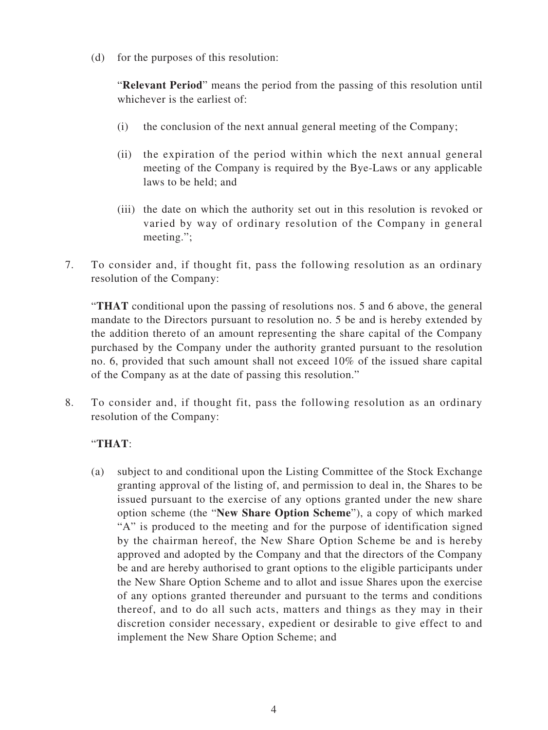(d) for the purposes of this resolution:

"**Relevant Period**" means the period from the passing of this resolution until whichever is the earliest of:

(i) the conclusion of the next annual general meeting of the Company;

(ii) the expiration of the period within which the next annual general meeting of the Company is required by the Bye-Laws or any applicable laws to be held; and

(iii) the date on which the authority set out in this resolution is revoked or varied by way of ordinary resolution of the Company in general meeting.";

7. To consider and, if thought fit, pass the following resolution as an ordinary resolution of the Company:

"**THAT** conditional upon the passing of resolutions nos. 5 and 6 above, the general mandate to the Directors pursuant to resolution no. 5 be and is hereby extended by the addition thereto of an amount representing the share capital of the Company purchased by the Company under the authority granted pursuant to the resolution no. 6, provided that such amount shall not exceed 10% of the issued share capital of the Company as at the date of passing this resolution."

8. To consider and, if thought fit, pass the following resolution as an ordinary resolution of the Company:

"**THAT**:

(a) subject to and conditional upon the Listing Committee of the Stock Exchange granting approval of the listing of, and permission to deal in, the Shares to be issued pursuant to the exercise of any options granted under the new share option scheme (the "**New Share Option Scheme**"), a copy of which marked "A" is produced to the meeting and for the purpose of identification signed by the chairman hereof, the New Share Option Scheme be and is hereby approved and adopted by the Company and that the directors of the Company be and are hereby authorised to grant options to the eligible participants under the New Share Option Scheme and to allot and issue Shares upon the exercise of any options granted thereunder and pursuant to the terms and conditions thereof, and to do all such acts, matters and things as they may in their discretion consider necessary, expedient or desirable to give effect to and implement the New Share Option Scheme; and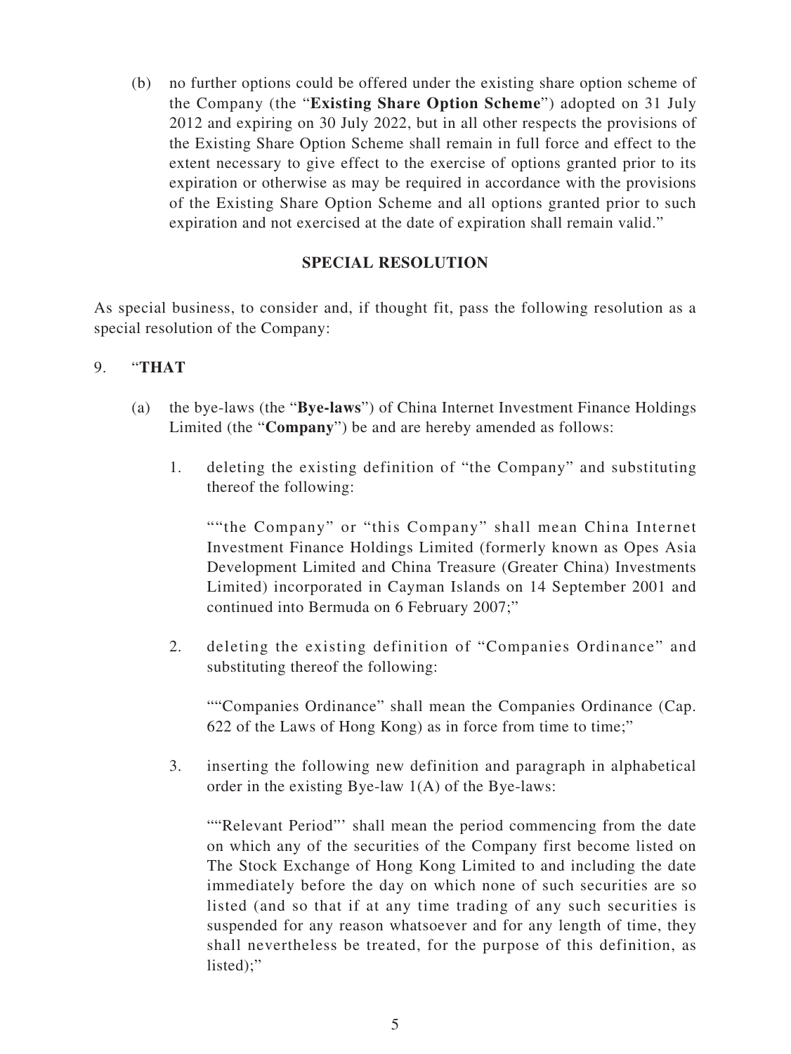(b) no further options could be offered under the existing share option scheme of the Company (the "**Existing Share Option Scheme**") adopted on 31 July 2012 and expiring on 30 July 2022, but in all other respects the provisions of the Existing Share Option Scheme shall remain in full force and effect to the extent necessary to give effect to the exercise of options granted prior to its expiration or otherwise as may be required in accordance with the provisions of the Existing Share Option Scheme and all options granted prior to such expiration and not exercised at the date of expiration shall remain valid."

**SPECIAL RESOLUTION**

As special business, to consider and, if thought fit, pass the following resolution as a special resolution of the Company:

9. "**THAT**

   (a) the bye-laws (the "**Bye-laws**") of China Internet Investment Finance Holdings Limited (the "**Company**") be and are hereby amended as follows:

      1. deleting the existing definition of "the Company" and substituting thereof the following:

         ""the Company" or "this Company" shall mean China Internet Investment Finance Holdings Limited (formerly known as Opes Asia Development Limited and China Treasure (Greater China) Investments Limited) incorporated in Cayman Islands on 14 September 2001 and continued into Bermuda on 6 February 2007;"

      2. deleting the existing definition of "Companies Ordinance" and substituting thereof the following:

         ""Companies Ordinance" shall mean the Companies Ordinance (Cap. 622 of the Laws of Hong Kong) as in force from time to time;"

      3. inserting the following new definition and paragraph in alphabetical order in the existing Bye-law 1(A) of the Bye-laws:

         ""Relevant Period"' shall mean the period commencing from the date on which any of the securities of the Company first become listed on The Stock Exchange of Hong Kong Limited to and including the date immediately before the day on which none of such securities are so listed (and so that if at any time trading of any such securities is suspended for any reason whatsoever and for any length of time, they shall nevertheless be treated, for the purpose of this definition, as listed);"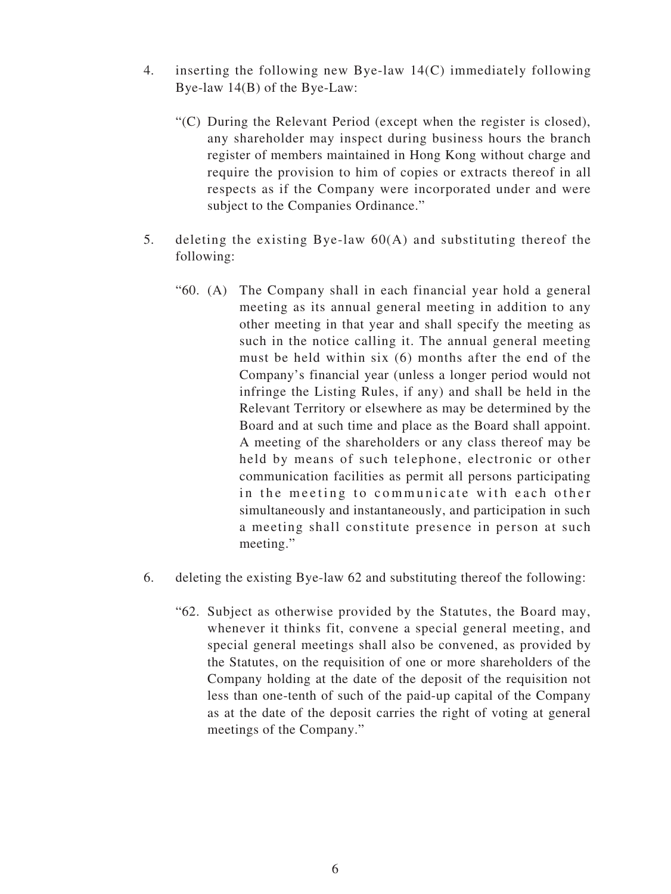4. inserting the following new Bye-law 14(C) immediately following Bye-law 14(B) of the Bye-Law:

   "(C) During the Relevant Period (except when the register is closed), any shareholder may inspect during business hours the branch register of members maintained in Hong Kong without charge and require the provision to him of copies or extracts thereof in all respects as if the Company were incorporated under and were subject to the Companies Ordinance."

5. deleting the existing Bye-law 60(A) and substituting thereof the following:

   "60. (A) The Company shall in each financial year hold a general meeting as its annual general meeting in addition to any other meeting in that year and shall specify the meeting as such in the notice calling it. The annual general meeting must be held within six (6) months after the end of the Company's financial year (unless a longer period would not infringe the Listing Rules, if any) and shall be held in the Relevant Territory or elsewhere as may be determined by the Board and at such time and place as the Board shall appoint. A meeting of the shareholders or any class thereof may be held by means of such telephone, electronic or other communication facilities as permit all persons participating in the meeting to communicate with each other simultaneously and instantaneously, and participation in such a meeting shall constitute presence in person at such meeting."

6. deleting the existing Bye-law 62 and substituting thereof the following:

   "62. Subject as otherwise provided by the Statutes, the Board may, whenever it thinks fit, convene a special general meeting, and special general meetings shall also be convened, as provided by the Statutes, on the requisition of one or more shareholders of the Company holding at the date of the deposit of the requisition not less than one-tenth of such of the paid-up capital of the Company as at the date of the deposit carries the right of voting at general meetings of the Company."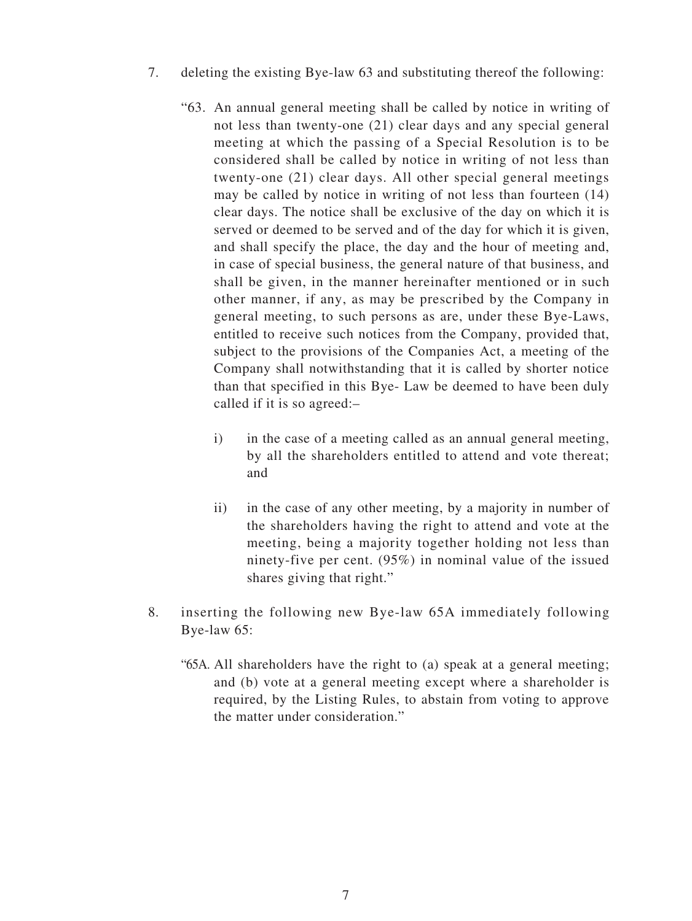7. deleting the existing Bye-law 63 and substituting thereof the following:

   "63. An annual general meeting shall be called by notice in writing of not less than twenty-one (21) clear days and any special general meeting at which the passing of a Special Resolution is to be considered shall be called by notice in writing of not less than twenty-one (21) clear days. All other special general meetings may be called by notice in writing of not less than fourteen (14) clear days. The notice shall be exclusive of the day on which it is served or deemed to be served and of the day for which it is given, and shall specify the place, the day and the hour of meeting and, in case of special business, the general nature of that business, and shall be given, in the manner hereinafter mentioned or in such other manner, if any, as may be prescribed by the Company in general meeting, to such persons as are, under these Bye-Laws, entitled to receive such notices from the Company, provided that, subject to the provisions of the Companies Act, a meeting of the Company shall notwithstanding that it is called by shorter notice than that specified in this Bye- Law be deemed to have been duly called if it is so agreed:–

   i) in the case of a meeting called as an annual general meeting, by all the shareholders entitled to attend and vote thereat; and

   ii) in the case of any other meeting, by a majority in number of the shareholders having the right to attend and vote at the meeting, being a majority together holding not less than ninety-five per cent. (95%) in nominal value of the issued shares giving that right."

8. inserting the following new Bye-law 65A immediately following Bye-law 65:

   "65A. All shareholders have the right to (a) speak at a general meeting; and (b) vote at a general meeting except where a shareholder is required, by the Listing Rules, to abstain from voting to approve the matter under consideration."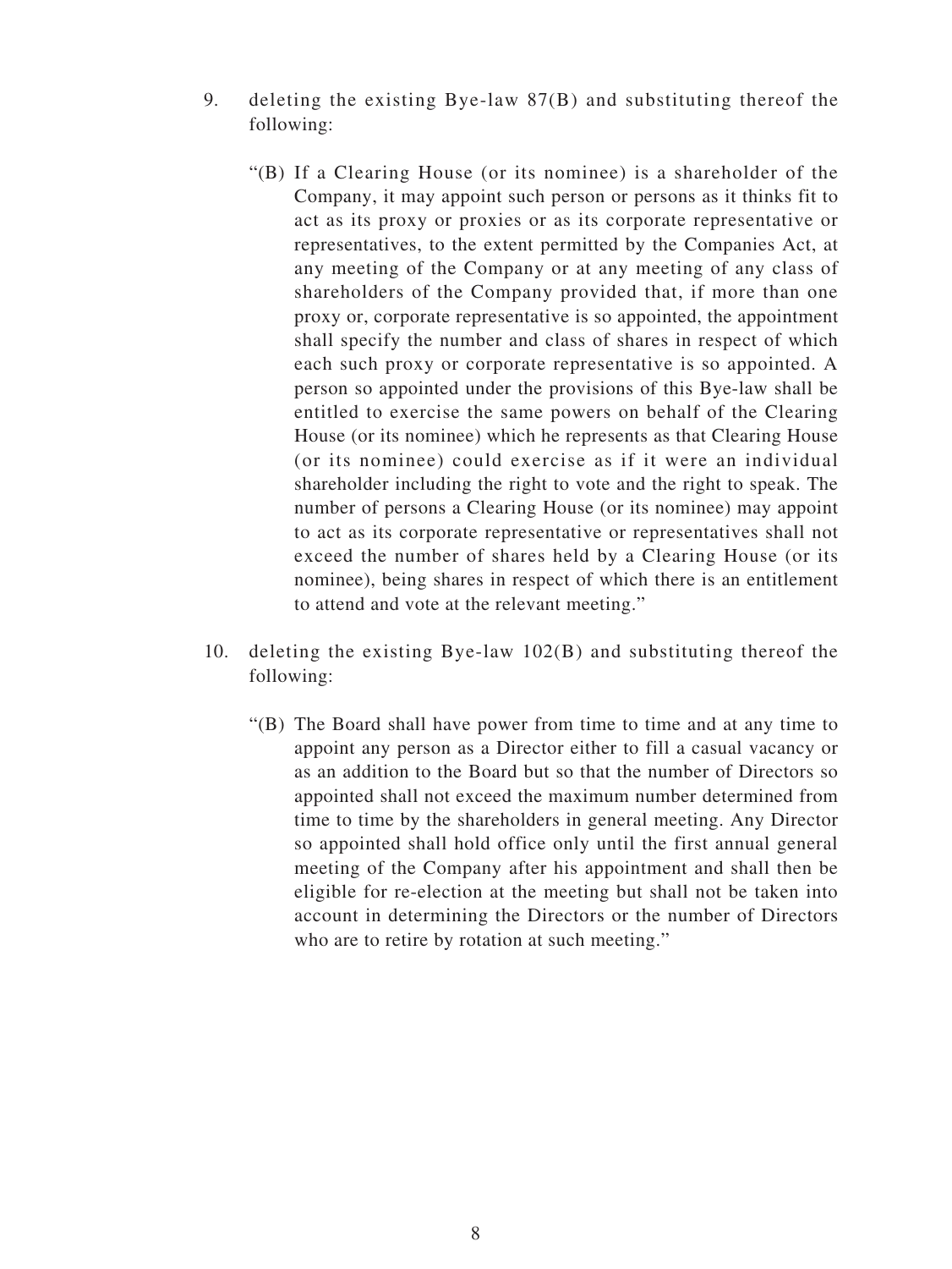9. deleting the existing Bye-law 87(B) and substituting thereof the following:

   "(B) If a Clearing House (or its nominee) is a shareholder of the Company, it may appoint such person or persons as it thinks fit to act as its proxy or proxies or as its corporate representative or representatives, to the extent permitted by the Companies Act, at any meeting of the Company or at any meeting of any class of shareholders of the Company provided that, if more than one proxy or, corporate representative is so appointed, the appointment shall specify the number and class of shares in respect of which each such proxy or corporate representative is so appointed. A person so appointed under the provisions of this Bye-law shall be entitled to exercise the same powers on behalf of the Clearing House (or its nominee) which he represents as that Clearing House (or its nominee) could exercise as if it were an individual shareholder including the right to vote and the right to speak. The number of persons a Clearing House (or its nominee) may appoint to act as its corporate representative or representatives shall not exceed the number of shares held by a Clearing House (or its nominee), being shares in respect of which there is an entitlement to attend and vote at the relevant meeting."

10. deleting the existing Bye-law 102(B) and substituting thereof the following:

    "(B) The Board shall have power from time to time and at any time to appoint any person as a Director either to fill a casual vacancy or as an addition to the Board but so that the number of Directors so appointed shall not exceed the maximum number determined from time to time by the shareholders in general meeting. Any Director so appointed shall hold office only until the first annual general meeting of the Company after his appointment and shall then be eligible for re-election at the meeting but shall not be taken into account in determining the Directors or the number of Directors who are to retire by rotation at such meeting."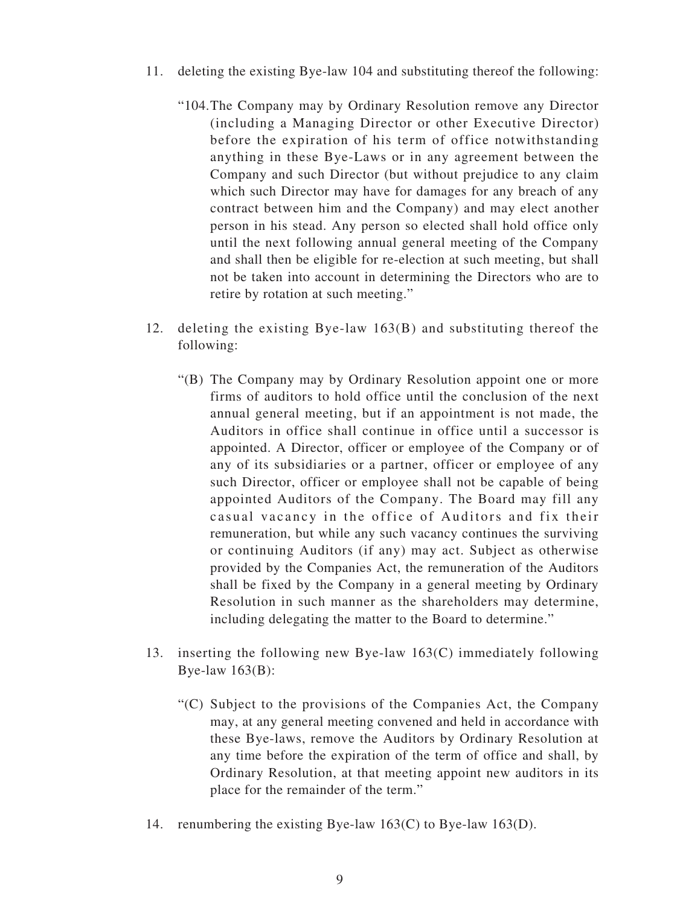11. deleting the existing Bye-law 104 and substituting thereof the following:

    "104. The Company may by Ordinary Resolution remove any Director (including a Managing Director or other Executive Director) before the expiration of his term of office notwithstanding anything in these Bye-Laws or in any agreement between the Company and such Director (but without prejudice to any claim which such Director may have for damages for any breach of any contract between him and the Company) and may elect another person in his stead. Any person so elected shall hold office only until the next following annual general meeting of the Company and shall then be eligible for re-election at such meeting, but shall not be taken into account in determining the Directors who are to retire by rotation at such meeting."

12. deleting the existing Bye-law 163(B) and substituting thereof the following:

    "(B) The Company may by Ordinary Resolution appoint one or more firms of auditors to hold office until the conclusion of the next annual general meeting, but if an appointment is not made, the Auditors in office shall continue in office until a successor is appointed. A Director, officer or employee of the Company or of any of its subsidiaries or a partner, officer or employee of any such Director, officer or employee shall not be capable of being appointed Auditors of the Company. The Board may fill any casual vacancy in the office of Auditors and fix their remuneration, but while any such vacancy continues the surviving or continuing Auditors (if any) may act. Subject as otherwise provided by the Companies Act, the remuneration of the Auditors shall be fixed by the Company in a general meeting by Ordinary Resolution in such manner as the shareholders may determine, including delegating the matter to the Board to determine."

13. inserting the following new Bye-law 163(C) immediately following Bye-law 163(B):

    "(C) Subject to the provisions of the Companies Act, the Company may, at any general meeting convened and held in accordance with these Bye-laws, remove the Auditors by Ordinary Resolution at any time before the expiration of the term of office and shall, by Ordinary Resolution, at that meeting appoint new auditors in its place for the remainder of the term."

14. renumbering the existing Bye-law 163(C) to Bye-law 163(D).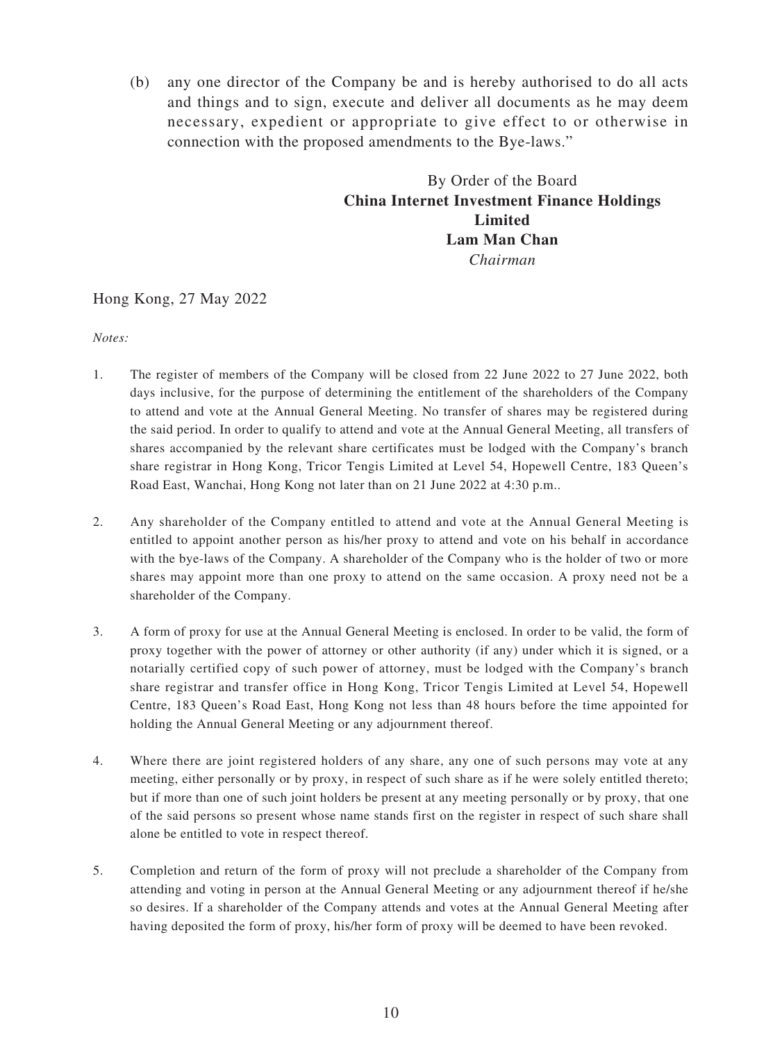(b) any one director of the Company be and is hereby authorised to do all acts and things and to sign, execute and deliver all documents as he may deem necessary, expedient or appropriate to give effect to or otherwise in connection with the proposed amendments to the Bye-laws."

By Order of the Board
**China Internet Investment Finance Holdings Limited**
**Lam Man Chan**
*Chairman*

Hong Kong, 27 May 2022

*Notes:*

1. The register of members of the Company will be closed from 22 June 2022 to 27 June 2022, both days inclusive, for the purpose of determining the entitlement of the shareholders of the Company to attend and vote at the Annual General Meeting. No transfer of shares may be registered during the said period. In order to qualify to attend and vote at the Annual General Meeting, all transfers of shares accompanied by the relevant share certificates must be lodged with the Company's branch share registrar in Hong Kong, Tricor Tengis Limited at Level 54, Hopewell Centre, 183 Queen's Road East, Wanchai, Hong Kong not later than on 21 June 2022 at 4:30 p.m..

2. Any shareholder of the Company entitled to attend and vote at the Annual General Meeting is entitled to appoint another person as his/her proxy to attend and vote on his behalf in accordance with the bye-laws of the Company. A shareholder of the Company who is the holder of two or more shares may appoint more than one proxy to attend on the same occasion. A proxy need not be a shareholder of the Company.

3. A form of proxy for use at the Annual General Meeting is enclosed. In order to be valid, the form of proxy together with the power of attorney or other authority (if any) under which it is signed, or a notarially certified copy of such power of attorney, must be lodged with the Company's branch share registrar and transfer office in Hong Kong, Tricor Tengis Limited at Level 54, Hopewell Centre, 183 Queen's Road East, Hong Kong not less than 48 hours before the time appointed for holding the Annual General Meeting or any adjournment thereof.

4. Where there are joint registered holders of any share, any one of such persons may vote at any meeting, either personally or by proxy, in respect of such share as if he were solely entitled thereto; but if more than one of such joint holders be present at any meeting personally or by proxy, that one of the said persons so present whose name stands first on the register in respect of such share shall alone be entitled to vote in respect thereof.

5. Completion and return of the form of proxy will not preclude a shareholder of the Company from attending and voting in person at the Annual General Meeting or any adjournment thereof if he/she so desires. If a shareholder of the Company attends and votes at the Annual General Meeting after having deposited the form of proxy, his/her form of proxy will be deemed to have been revoked.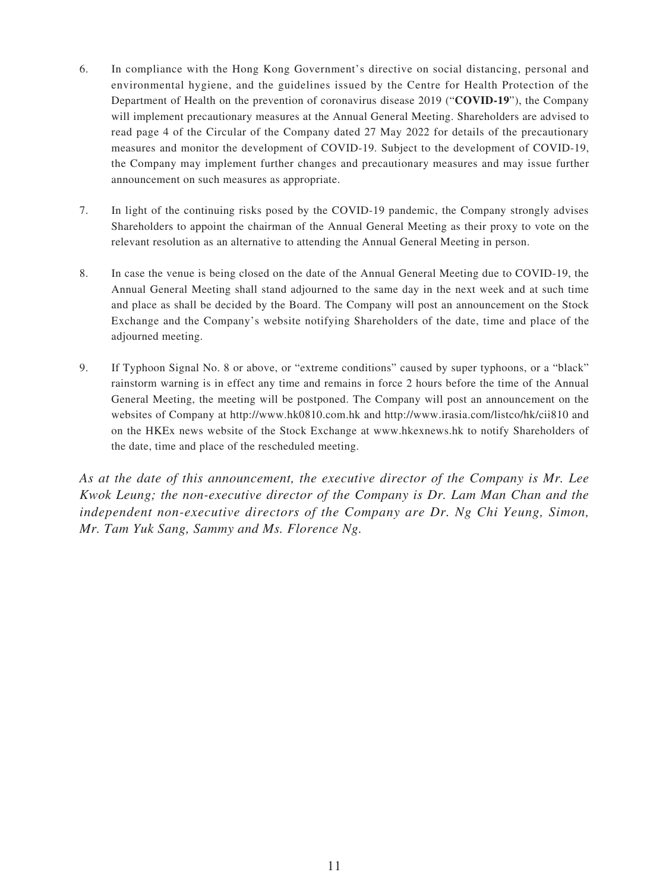6. In compliance with the Hong Kong Government's directive on social distancing, personal and environmental hygiene, and the guidelines issued by the Centre for Health Protection of the Department of Health on the prevention of coronavirus disease 2019 ("**COVID-19**"), the Company will implement precautionary measures at the Annual General Meeting. Shareholders are advised to read page 4 of the Circular of the Company dated 27 May 2022 for details of the precautionary measures and monitor the development of COVID-19. Subject to the development of COVID-19, the Company may implement further changes and precautionary measures and may issue further announcement on such measures as appropriate.

7. In light of the continuing risks posed by the COVID-19 pandemic, the Company strongly advises Shareholders to appoint the chairman of the Annual General Meeting as their proxy to vote on the relevant resolution as an alternative to attending the Annual General Meeting in person.

8. In case the venue is being closed on the date of the Annual General Meeting due to COVID-19, the Annual General Meeting shall stand adjourned to the same day in the next week and at such time and place as shall be decided by the Board. The Company will post an announcement on the Stock Exchange and the Company's website notifying Shareholders of the date, time and place of the adjourned meeting.

9. If Typhoon Signal No. 8 or above, or "extreme conditions" caused by super typhoons, or a "black" rainstorm warning is in effect any time and remains in force 2 hours before the time of the Annual General Meeting, the meeting will be postponed. The Company will post an announcement on the websites of Company at http://www.hk0810.com.hk and http://www.irasia.com/listco/hk/cii810 and on the HKEx news website of the Stock Exchange at www.hkexnews.hk to notify Shareholders of the date, time and place of the rescheduled meeting.

*As at the date of this announcement, the executive director of the Company is Mr. Lee Kwok Leung; the non-executive director of the Company is Dr. Lam Man Chan and the independent non-executive directors of the Company are Dr. Ng Chi Yeung, Simon, Mr. Tam Yuk Sang, Sammy and Ms. Florence Ng.*